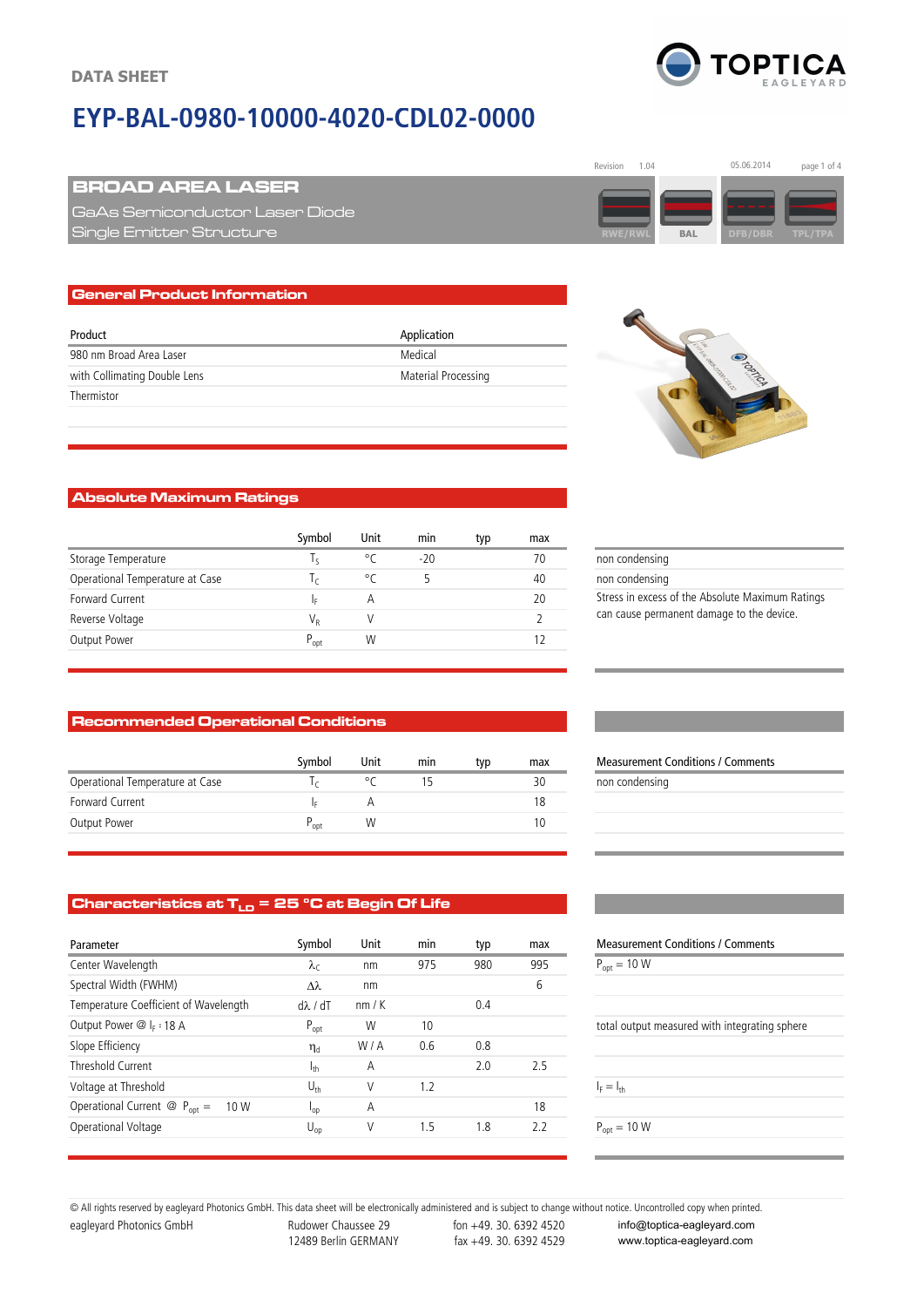DATA SHEET

# EYP-BAL-0980-10000-4020-CDL02-0000

Revision 1.04 05.06.2014

## BROAD AREA LASER

GaAs Semiconductor Laser Diode
Single Emitter Structure

RWE/RWL | BAL | DFB/DBR | TPL/TPA

## General Product Information

| Product | Application |
|---|---|
| 980 nm Broad Area Laser | Medical |
| with Collimating Double Lens | Material Processing |
| Thermistor | |

## Absolute Maximum Ratings

| | Symbol | Unit | min | typ | max | |
|---|---|---|---|---|---|---|
| Storage Temperature | $T_S$ | °C | -20 | | 70 | non condensing |
| Operational Temperature at Case | $T_C$ | °C | 5 | | 40 | non condensing |
| Forward Current | $I_F$ | A | | | 20 | Stress in excess of the Absolute Maximum Ratings can cause permanent damage to the device. |
| Reverse Voltage | $V_R$ | V | | | 2 | |
| Output Power | $P_{opt}$ | W | | | 12 | |

## Recommended Operational Conditions

| | Symbol | Unit | min | typ | max | Measurement Conditions / Comments |
|---|---|---|---|---|---|---|
| Operational Temperature at Case | $T_C$ | °C | 15 | | 30 | non condensing |
| Forward Current | $I_F$ | A | | | 18 | |
| Output Power | $P_{opt}$ | W | | | 10 | |

## Characteristics at $T_{LD}$ = 25 °C at Begin Of Life

| Parameter | Symbol | Unit | min | typ | max | Measurement Conditions / Comments |
|---|---|---|---|---|---|---|
| Center Wavelength | $\lambda_C$ | nm | 975 | 980 | 995 | $P_{opt}$ = 10 W |
| Spectral Width (FWHM) | $\Delta\lambda$ | nm | | | 6 | |
| Temperature Coefficient of Wavelength | $d\lambda$ / dT | nm / K | | 0.4 | | |
| Output Power @ $I_F$ = 18 A | $P_{opt}$ | W | 10 | | | total output measured with integrating sphere |
| Slope Efficiency | $\eta_d$ | W / A | 0.6 | 0.8 | | |
| Threshold Current | $I_{th}$ | A | | 2.0 | 2.5 | |
| Voltage at Threshold | $U_{th}$ | V | 1.2 | | | $I_F = I_{th}$ |
| Operational Current @ $P_{opt}$ = 10 W | $I_{op}$ | A | | | 18 | |
| Operational Voltage | $U_{op}$ | V | 1.5 | 1.8 | 2.2 | $P_{opt}$ = 10 W |

© All rights reserved by eagleyard Photonics GmbH. This data sheet will be electronically administered and is subject to change without notice. Uncontrolled copy when printed.

eagleyard Photonics GmbH, Rudower Chaussee 29, 12489 Berlin GERMANY, fon +49. 30. 6392 4520, fax +49. 30. 6392 4529, info@toptica-eagleyard.com, www.toptica-eagleyard.com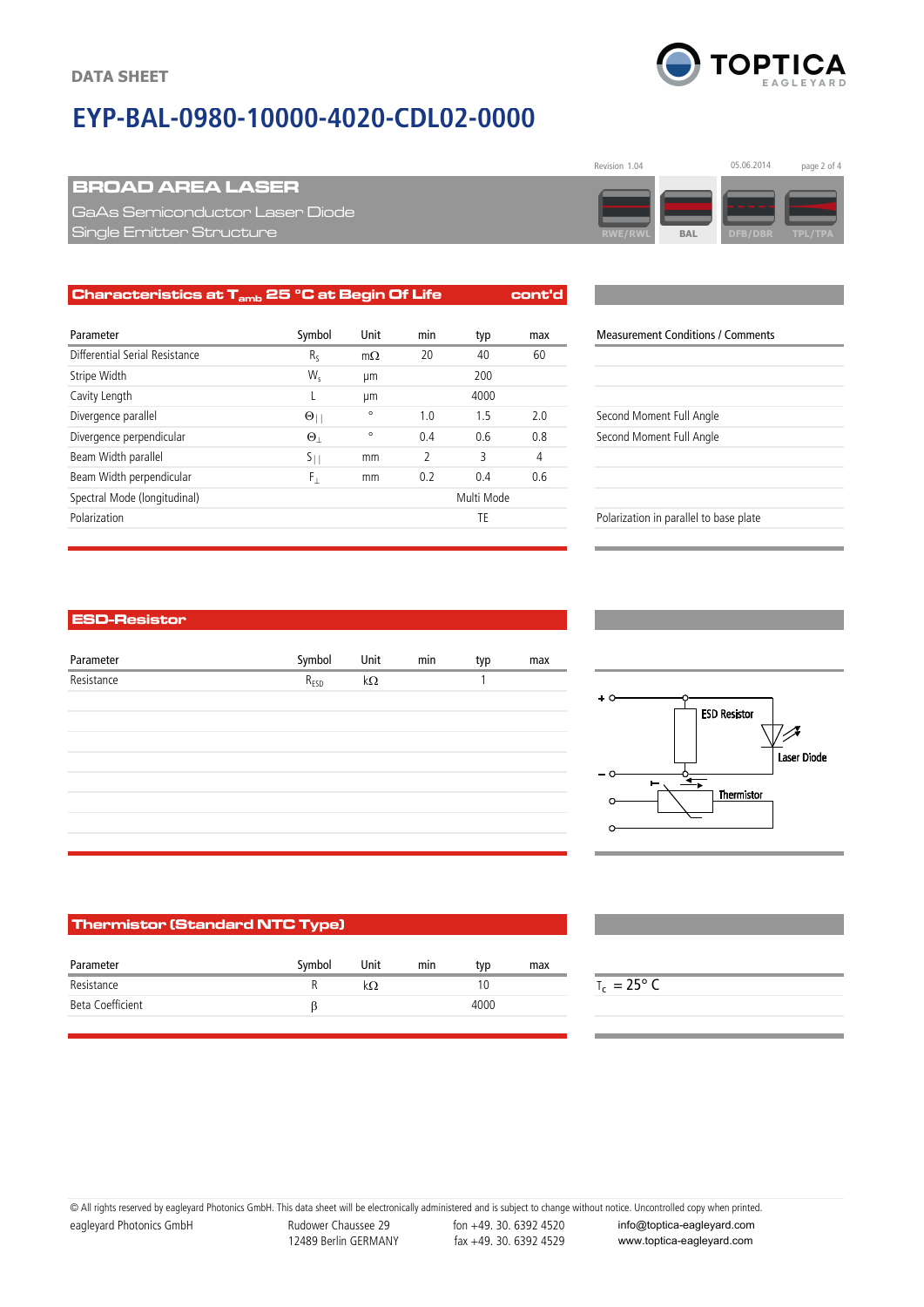# EYP-BAL-0980-10000-4020-CDL02-0000

Revision 1.04 — 05.06.2014

## BROAD AREA LASER

GaAs Semiconductor Laser Diode

Single Emitter Structure

RWE/RWL | BAL | DFB/DBR | TPL/TPA

### Characteristics at $T_{amb}$ 25 °C at Begin Of Life (cont'd)

| Parameter | Symbol | Unit | min | typ | max | Measurement Conditions / Comments |
|---|---|---|---|---|---|---|
| Differential Serial Resistance | $R_S$ | mΩ | 20 | 40 | 60 | |
| Stripe Width | $W_s$ | µm | | 200 | | |
| Cavity Length | L | µm | | 4000 | | |
| Divergence parallel | $\Theta_{\|\|}$ | ° | 1.0 | 1.5 | 2.0 | Second Moment Full Angle |
| Divergence perpendicular | $\Theta_{\perp}$ | ° | 0.4 | 0.6 | 0.8 | Second Moment Full Angle |
| Beam Width parallel | $S_{\|\|}$ | mm | 2 | 3 | 4 | |
| Beam Width perpendicular | $F_{\perp}$ | mm | 0.2 | 0.4 | 0.6 | |
| Spectral Mode (longitudinal) | | | | Multi Mode | | |
| Polarization | | | | TE | | Polarization in parallel to base plate |

### ESD-Resistor

| Parameter | Symbol | Unit | min | typ | max |
|---|---|---|---|---|---|
| Resistance | $R_{ESD}$ | kΩ | | 1 | |

ESD Resistor, Laser Diode, Thermistor (circuit diagram with + and – terminals)

### Thermistor (Standard NTC Type)

| Parameter | Symbol | Unit | min | typ | max | Measurement Conditions / Comments |
|---|---|---|---|---|---|---|
| Resistance | R | kΩ | | 10 | | $T_C$ = 25° C |
| Beta Coefficient | β | | | 4000 | | |

© All rights reserved by eagleyard Photonics GmbH. This data sheet will be electronically administered and is subject to change without notice. Uncontrolled copy when printed.

eagleyard Photonics GmbH — Rudower Chaussee 29, 12489 Berlin GERMANY — fon +49. 30. 6392 4520, fax +49. 30. 6392 4529 — info@toptica-eagleyard.com, www.toptica-eagleyard.com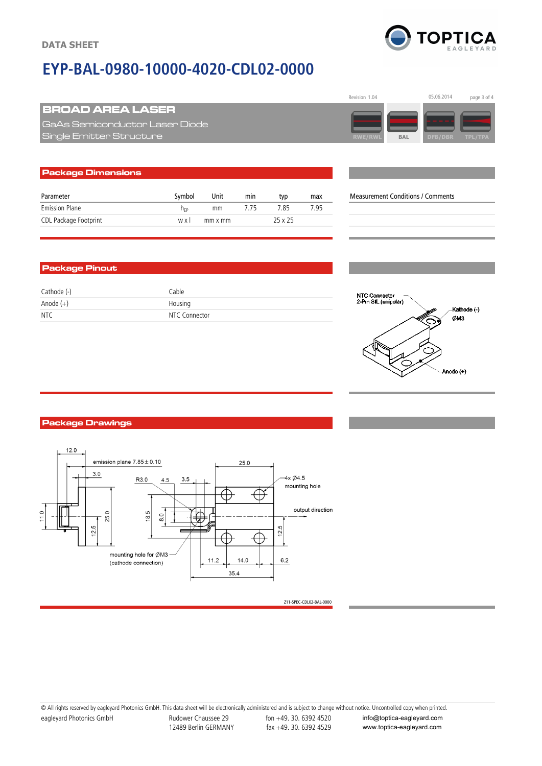# EYP-BAL-0980-10000-4020-CDL02-0000

## BROAD AREA LASER

GaAs Semiconductor Laser Diode
Single Emitter Structure

Revision 1.04 — 05.06.2014

RWE/RWL | BAL | DFB/DBR | TPL/TPA

## Package Dimensions

| Parameter | Symbol | Unit | min | typ | max | Measurement Conditions / Comments |
|---|---|---|---|---|---|---|
| Emission Plane | $h_{EP}$ | mm | 7.75 | 7.85 | 7.95 | |
| CDL Package Footprint | w x l | mm x mm | | 25 x 25 | | |

## Package Pinout

| | |
|---|---|
| Cathode (-) | Cable |
| Anode (+) | Housing |
| NTC | NTC Connector |

NTC Connector 2-Pin SIL (unipolar)
Kathode (-) ØM3
Anode (+)

## Package Drawings

12.0
emission plane 7.85 ± 0.10
3.0
R3.0 4.5 3.5
25.0
4x Ø4.5 mounting hole
output direction
11.0 25.0 12.5 18.5 8.0 12.5
mounting hole for ØM3 (cathode connection)
11.2 14.0 6.2
35.4

Z11-SPEC-CDL02-BAL-0000

© All rights reserved by eagleyard Photonics GmbH. This data sheet will be electronically administered and is subject to change without notice. Uncontrolled copy when printed.

eagleyard Photonics GmbH — Rudower Chaussee 29, 12489 Berlin GERMANY — fon +49. 30. 6392 4520, fax +49. 30. 6392 4529 — info@toptica-eagleyard.com, www.toptica-eagleyard.com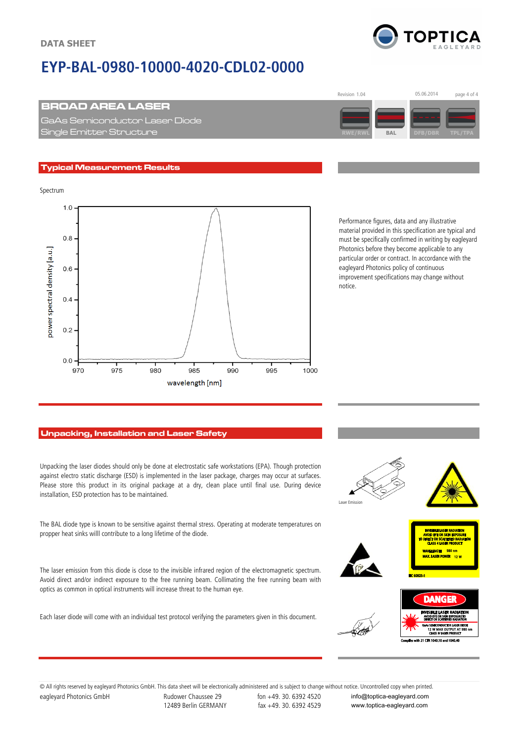DATA SHEET

# EYP-BAL-0980-10000-4020-CDL02-0000

Revision 1.04 05.06.2014

## BROAD AREA LASER

GaAs Semiconductor Laser Diode
Single Emitter Structure

RWE/RWL BAL DFB/DBR TPL/TPA

## Typical Measurement Results

Spectrum

power spectral density [a.u.]

1.0
0.8
0.6
0.4
0.2
0.0

970 975 980 985 990 995 1000

wavelength [nm]

Performance figures, data and any illustrative material provided in this specification are typical and must be specifically confirmed in writing by eagleyard Photonics before they become applicable to any particular order or contract. In accordance with the eagleyard Photonics policy of continuous improvement specifications may change without notice.

## Unpacking, Installation and Laser Safety

Unpacking the laser diodes should only be done at electrostatic safe workstations (EPA). Though protection against electro static discharge (ESD) is implemented in the laser package, charges may occur at surfaces. Please store this product in its original package at a dry, clean place until final use. During device installation, ESD protection has to be maintained.

The BAL diode type is known to be sensitive against thermal stress. Operating at moderate temperatures on propper heat sinks willl contribute to a long lifetime of the diode.

The laser emission from this diode is close to the invisible infrared region of the electromagnetic spectrum. Avoid direct and/or indirect exposure to the free running beam. Collimating the free running beam with optics as common in optical instruments will increase threat to the human eye.

Each laser diode will come with an individual test protocol verifying the parameters given in this document.

Laser Emission

INVISIBLE LASER RADIATION
AVOID EYE OR SKIN EXPOSURE
TO DIRECT OR SCATTERED RADIATION
CLASS 4 LASER PRODUCT
WAVELENGTH 980 nm
MAX. LASER POWER 12 W

IEC 60825-1

DANGER
INVISIBLE LASER RADIATION
AVOID EYE OR SKIN EXPOSURE TO DIRECT OR SCATTERED RADIATION
GaAs SEMICONDUCTOR LASER DIODE
12 W MAX OUTPUT AT 980 nm
CLASS IV LASER PRODUCT

Complies with 21 CFR 1040.10 and 1040.40

© All rights reserved by eagleyard Photonics GmbH. This data sheet will be electronically administered and is subject to change without notice. Uncontrolled copy when printed.

eagleyard Photonics GmbH | Rudower Chaussee 29, 12489 Berlin GERMANY | fon +49. 30. 6392 4520, fax +49. 30. 6392 4529 | info@toptica-eagleyard.com, www.toptica-eagleyard.com